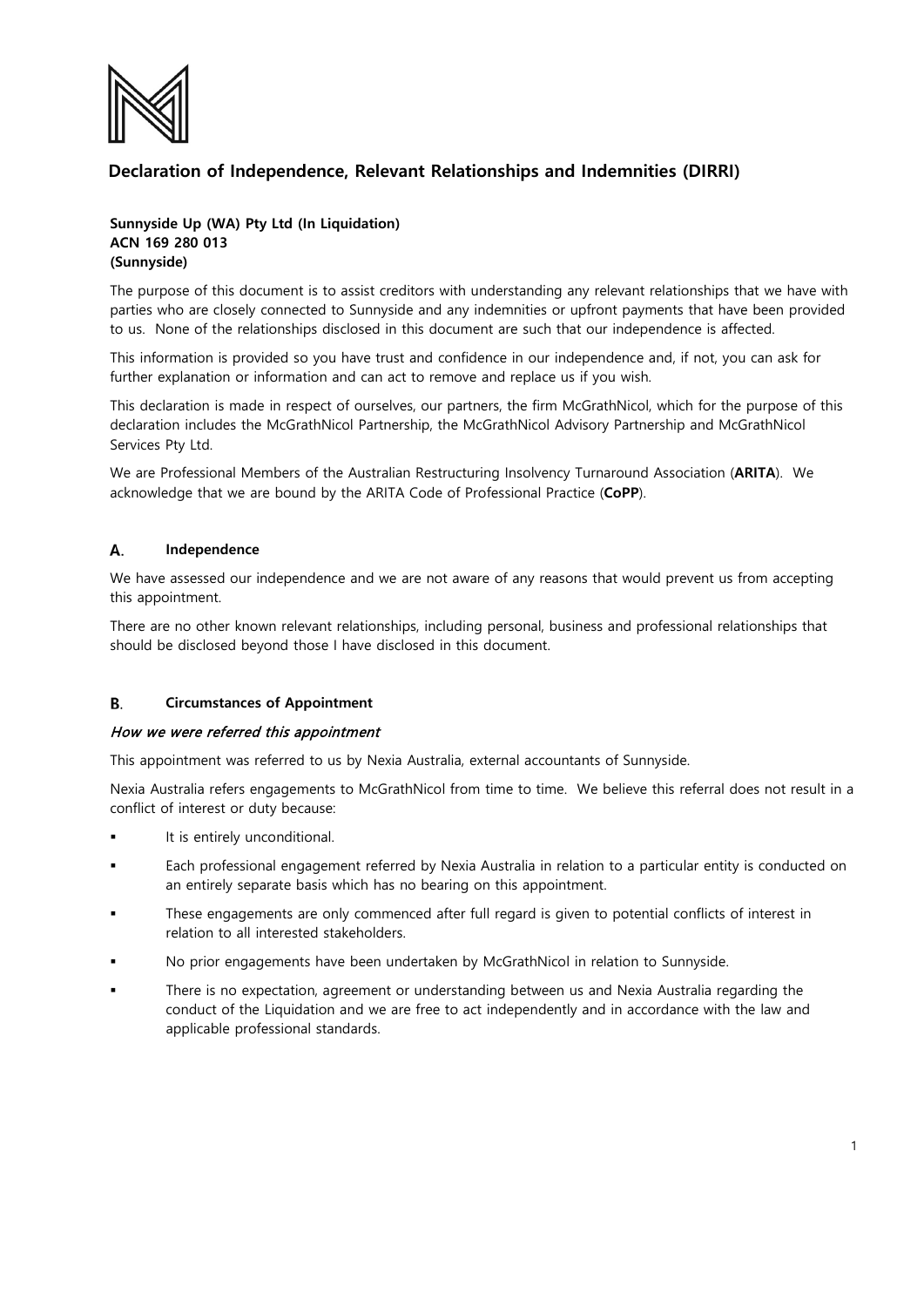# Declaration of Independence, Relevant Relationships and Indemnities (DIRRI)

**Sunnyside Up (WA) Pty Ltd (In Liquidation)**
**ACN 169 280 013**
**(Sunnyside)**

The purpose of this document is to assist creditors with understanding any relevant relationships that we have with parties who are closely connected to Sunnyside and any indemnities or upfront payments that have been provided to us. None of the relationships disclosed in this document are such that our independence is affected.

This information is provided so you have trust and confidence in our independence and, if not, you can ask for further explanation or information and can act to remove and replace us if you wish.

This declaration is made in respect of ourselves, our partners, the firm McGrathNicol, which for the purpose of this declaration includes the McGrathNicol Partnership, the McGrathNicol Advisory Partnership and McGrathNicol Services Pty Ltd.

We are Professional Members of the Australian Restructuring Insolvency Turnaround Association (**ARITA**). We acknowledge that we are bound by the ARITA Code of Professional Practice (**CoPP**).

## A. Independence

We have assessed our independence and we are not aware of any reasons that would prevent us from accepting this appointment.

There are no other known relevant relationships, including personal, business and professional relationships that should be disclosed beyond those I have disclosed in this document.

## B. Circumstances of Appointment

### *How we were referred this appointment*

This appointment was referred to us by Nexia Australia, external accountants of Sunnyside.

Nexia Australia refers engagements to McGrathNicol from time to time. We believe this referral does not result in a conflict of interest or duty because:

- It is entirely unconditional.
- Each professional engagement referred by Nexia Australia in relation to a particular entity is conducted on an entirely separate basis which has no bearing on this appointment.
- These engagements are only commenced after full regard is given to potential conflicts of interest in relation to all interested stakeholders.
- No prior engagements have been undertaken by McGrathNicol in relation to Sunnyside.
- There is no expectation, agreement or understanding between us and Nexia Australia regarding the conduct of the Liquidation and we are free to act independently and in accordance with the law and applicable professional standards.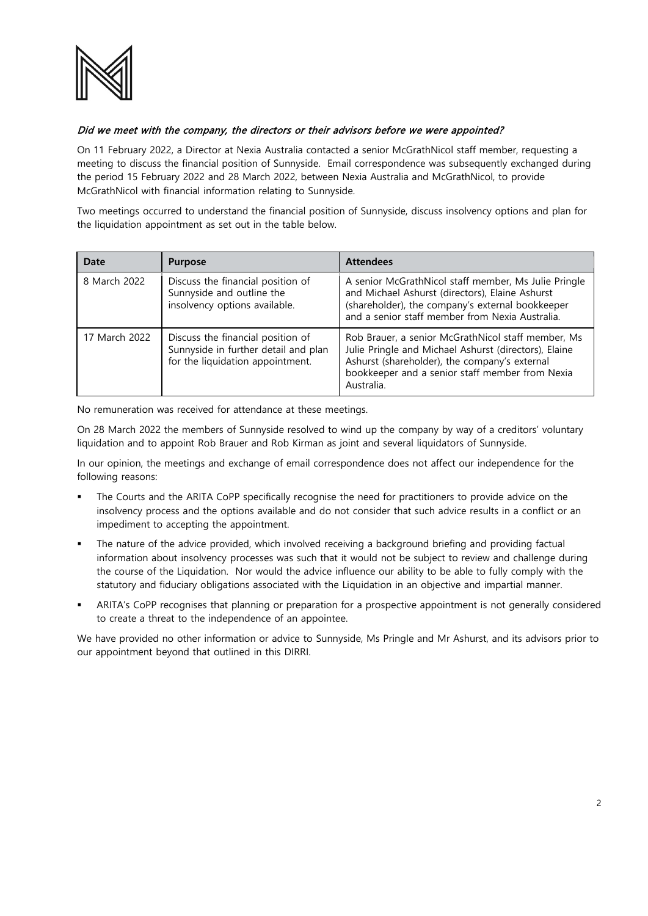*Did we meet with the company, the directors or their advisors before we were appointed?*

On 11 February 2022, a Director at Nexia Australia contacted a senior McGrathNicol staff member, requesting a meeting to discuss the financial position of Sunnyside. Email correspondence was subsequently exchanged during the period 15 February 2022 and 28 March 2022, between Nexia Australia and McGrathNicol, to provide McGrathNicol with financial information relating to Sunnyside.

Two meetings occurred to understand the financial position of Sunnyside, discuss insolvency options and plan for the liquidation appointment as set out in the table below.

| Date | Purpose | Attendees |
|---|---|---|
| 8 March 2022 | Discuss the financial position of Sunnyside and outline the insolvency options available. | A senior McGrathNicol staff member, Ms Julie Pringle and Michael Ashurst (directors), Elaine Ashurst (shareholder), the company's external bookkeeper and a senior staff member from Nexia Australia. |
| 17 March 2022 | Discuss the financial position of Sunnyside in further detail and plan for the liquidation appointment. | Rob Brauer, a senior McGrathNicol staff member, Ms Julie Pringle and Michael Ashurst (directors), Elaine Ashurst (shareholder), the company's external bookkeeper and a senior staff member from Nexia Australia. |

No remuneration was received for attendance at these meetings.

On 28 March 2022 the members of Sunnyside resolved to wind up the company by way of a creditors' voluntary liquidation and to appoint Rob Brauer and Rob Kirman as joint and several liquidators of Sunnyside.

In our opinion, the meetings and exchange of email correspondence does not affect our independence for the following reasons:

- The Courts and the ARITA CoPP specifically recognise the need for practitioners to provide advice on the insolvency process and the options available and do not consider that such advice results in a conflict or an impediment to accepting the appointment.
- The nature of the advice provided, which involved receiving a background briefing and providing factual information about insolvency processes was such that it would not be subject to review and challenge during the course of the Liquidation. Nor would the advice influence our ability to be able to fully comply with the statutory and fiduciary obligations associated with the Liquidation in an objective and impartial manner.
- ARITA's CoPP recognises that planning or preparation for a prospective appointment is not generally considered to create a threat to the independence of an appointee.

We have provided no other information or advice to Sunnyside, Ms Pringle and Mr Ashurst, and its advisors prior to our appointment beyond that outlined in this DIRRI.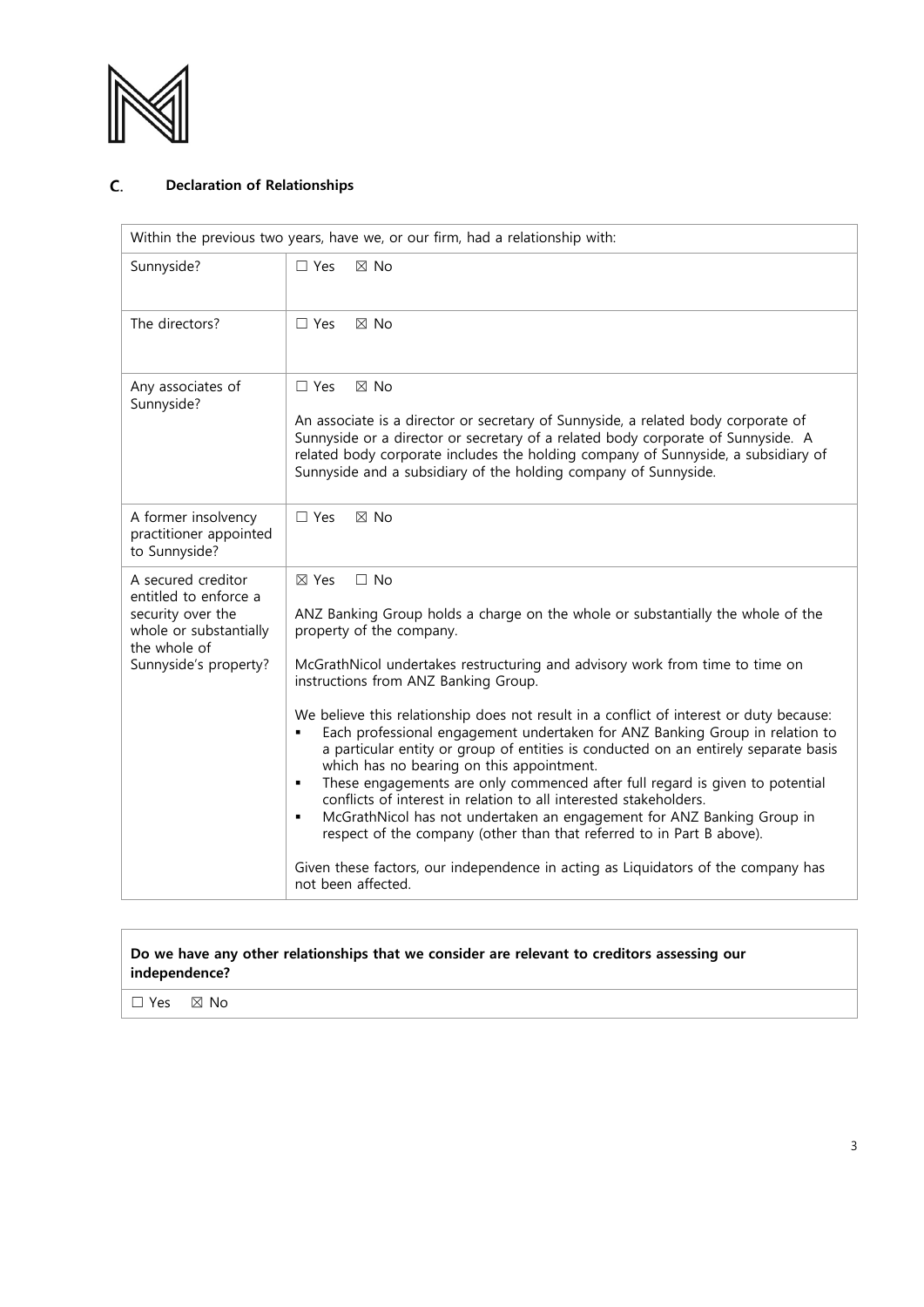## C. Declaration of Relationships

| Within the previous two years, have we, or our firm, had a relationship with: | |
|---|---|
| Sunnyside? | ☐ Yes ☒ No |
| The directors? | ☐ Yes ☒ No |
| Any associates of Sunnyside? | ☐ Yes ☒ No<br><br>An associate is a director or secretary of Sunnyside, a related body corporate of Sunnyside or a director or secretary of a related body corporate of Sunnyside. A related body corporate includes the holding company of Sunnyside, a subsidiary of Sunnyside and a subsidiary of the holding company of Sunnyside. |
| A former insolvency practitioner appointed to Sunnyside? | ☐ Yes ☒ No |
| A secured creditor entitled to enforce a security over the whole or substantially the whole of Sunnyside's property? | ☒ Yes ☐ No<br><br>ANZ Banking Group holds a charge on the whole or substantially the whole of the property of the company.<br><br>McGrathNicol undertakes restructuring and advisory work from time to time on instructions from ANZ Banking Group.<br><br>We believe this relationship does not result in a conflict of interest or duty because:<br>▪ Each professional engagement undertaken for ANZ Banking Group in relation to a particular entity or group of entities is conducted on an entirely separate basis which has no bearing on this appointment.<br>▪ These engagements are only commenced after full regard is given to potential conflicts of interest in relation to all interested stakeholders.<br>▪ McGrathNicol has not undertaken an engagement for ANZ Banking Group in respect of the company (other than that referred to in Part B above).<br><br>Given these factors, our independence in acting as Liquidators of the company has not been affected. |

| **Do we have any other relationships that we consider are relevant to creditors assessing our independence?** |
|---|
| ☐ Yes ☒ No |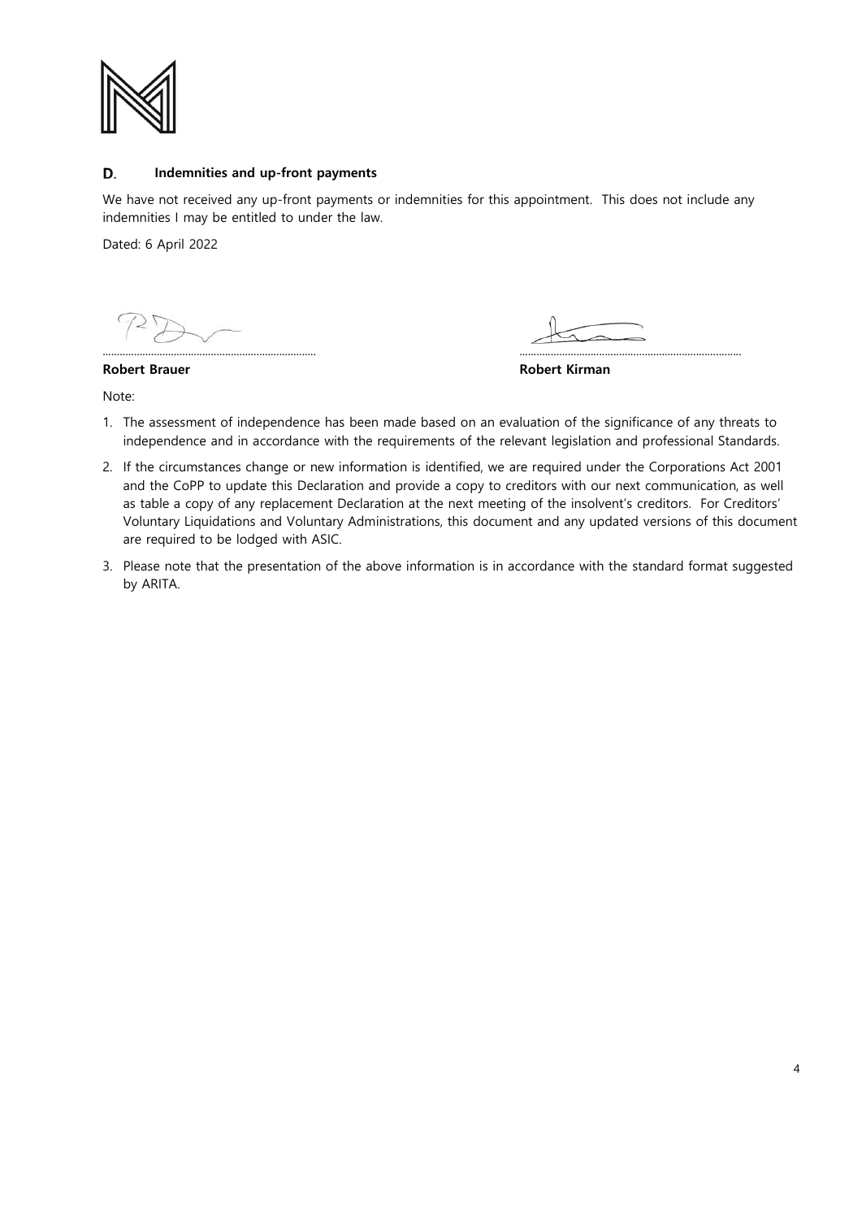## D. Indemnities and up-front payments

We have not received any up-front payments or indemnities for this appointment. This does not include any indemnities I may be entitled to under the law.

Dated: 6 April 2022

| | |
|---|---|
| ......................................................................... | ......................................................................... |
| **Robert Brauer** | **Robert Kirman** |

Note:

1. The assessment of independence has been made based on an evaluation of the significance of any threats to independence and in accordance with the requirements of the relevant legislation and professional Standards.
2. If the circumstances change or new information is identified, we are required under the Corporations Act 2001 and the CoPP to update this Declaration and provide a copy to creditors with our next communication, as well as table a copy of any replacement Declaration at the next meeting of the insolvent's creditors. For Creditors' Voluntary Liquidations and Voluntary Administrations, this document and any updated versions of this document are required to be lodged with ASIC.
3. Please note that the presentation of the above information is in accordance with the standard format suggested by ARITA.